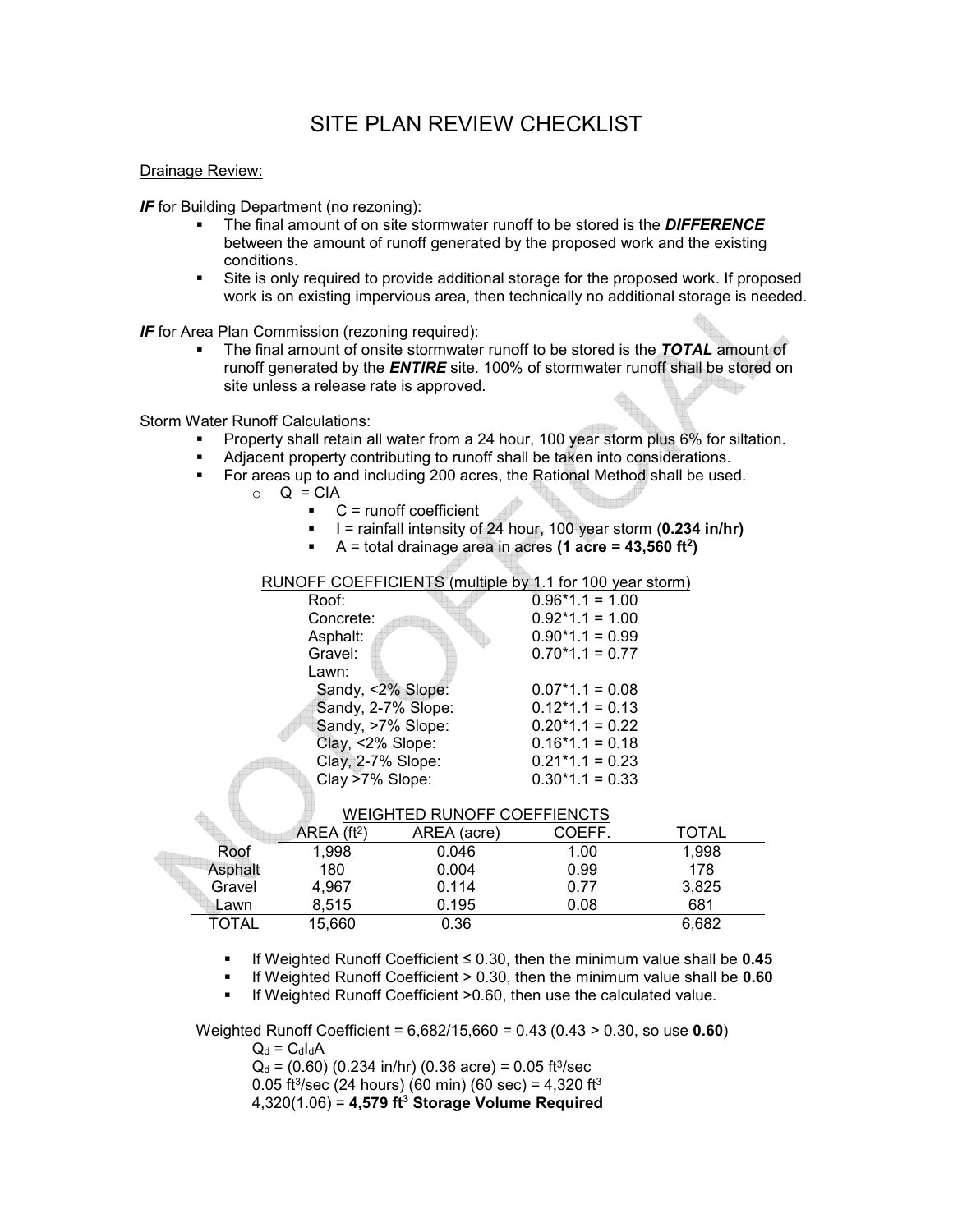# SITE PLAN REVIEW CHECKLIST

Drainage Review:

***IF*** for Building Department (no rezoning):

- The final amount of on site stormwater runoff to be stored is the ***DIFFERENCE*** between the amount of runoff generated by the proposed work and the existing conditions.
- Site is only required to provide additional storage for the proposed work. If proposed work is on existing impervious area, then technically no additional storage is needed.

***IF*** for Area Plan Commission (rezoning required):

- The final amount of onsite stormwater runoff to be stored is the ***TOTAL*** amount of runoff generated by the ***ENTIRE*** site. 100% of stormwater runoff shall be stored on site unless a release rate is approved.

Storm Water Runoff Calculations:

- Property shall retain all water from a 24 hour, 100 year storm plus 6% for siltation.
- Adjacent property contributing to runoff shall be taken into considerations.
- For areas up to and including 200 acres, the Rational Method shall be used.
  - $Q = CIA$
    - C = runoff coefficient
    - I = rainfall intensity of 24 hour, 100 year storm (**0.234 in/hr**)
    - A = total drainage area in acres **(1 acre = 43,560 ft$^2$)**

RUNOFF COEFFICIENTS (multiple by 1.1 for 100 year storm)

| | |
|---|---|
| Roof: | 0.96*1.1 = 1.00 |
| Concrete: | 0.92*1.1 = 1.00 |
| Asphalt: | 0.90*1.1 = 0.99 |
| Gravel: | 0.70*1.1 = 0.77 |
| Lawn: | |
| Sandy, <2% Slope: | 0.07*1.1 = 0.08 |
| Sandy, 2-7% Slope: | 0.12*1.1 = 0.13 |
| Sandy, >7% Slope: | 0.20*1.1 = 0.22 |
| Clay, <2% Slope: | 0.16*1.1 = 0.18 |
| Clay, 2-7% Slope: | 0.21*1.1 = 0.23 |
| Clay >7% Slope: | 0.30*1.1 = 0.33 |

WEIGHTED RUNOFF COEFFIENCTS

| | AREA (ft$^2$) | AREA (acre) | COEFF. | TOTAL |
|---|---|---|---|---|
| Roof | 1,998 | 0.046 | 1.00 | 1,998 |
| Asphalt | 180 | 0.004 | 0.99 | 178 |
| Gravel | 4,967 | 0.114 | 0.77 | 3,825 |
| Lawn | 8,515 | 0.195 | 0.08 | 681 |
| TOTAL | 15,660 | 0.36 | | 6,682 |

- If Weighted Runoff Coefficient ≤ 0.30, then the minimum value shall be **0.45**
- If Weighted Runoff Coefficient > 0.30, then the minimum value shall be **0.60**
- If Weighted Runoff Coefficient >0.60, then use the calculated value.

Weighted Runoff Coefficient = 6,682/15,660 = 0.43 (0.43 > 0.30, so use **0.60**)

$Q_d = C_d I_d A$

$Q_d$ = (0.60) (0.234 in/hr) (0.36 acre) = 0.05 ft$^3$/sec

0.05 ft$^3$/sec (24 hours) (60 min) (60 sec) = 4,320 ft$^3$

4,320(1.06) = **4,579 ft$^3$ Storage Volume Required**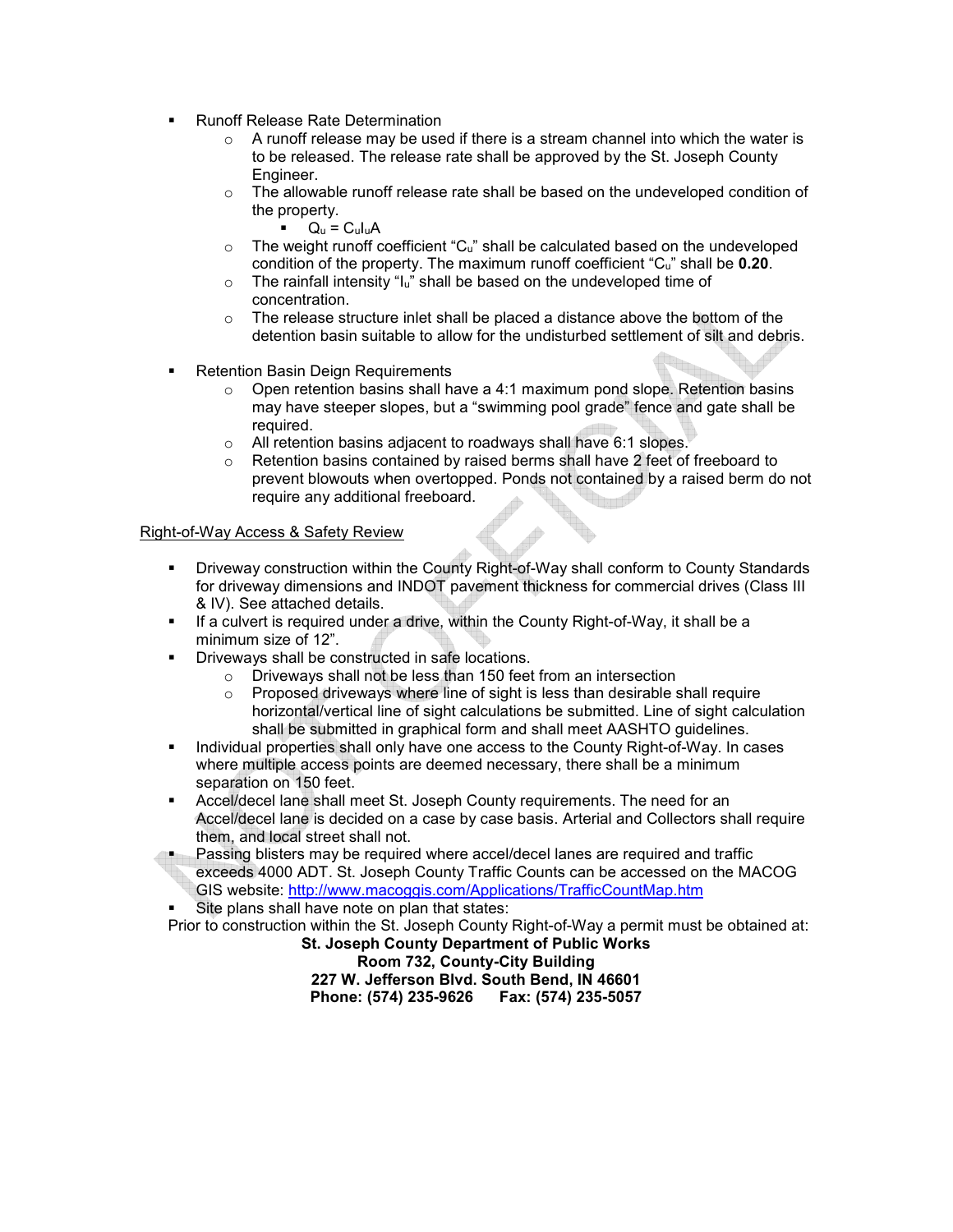- Runoff Release Rate Determination
    - A runoff release may be used if there is a stream channel into which the water is to be released. The release rate shall be approved by the St. Joseph County Engineer.
    - The allowable runoff release rate shall be based on the undeveloped condition of the property.
        - $Q_u = C_u I_u A$
    - The weight runoff coefficient "$C_u$" shall be calculated based on the undeveloped condition of the property. The maximum runoff coefficient "$C_u$" shall be **0.20**.
    - The rainfall intensity "$I_u$" shall be based on the undeveloped time of concentration.
    - The release structure inlet shall be placed a distance above the bottom of the detention basin suitable to allow for the undisturbed settlement of silt and debris.

- Retention Basin Deign Requirements
    - Open retention basins shall have a 4:1 maximum pond slope. Retention basins may have steeper slopes, but a "swimming pool grade" fence and gate shall be required.
    - All retention basins adjacent to roadways shall have 6:1 slopes.
    - Retention basins contained by raised berms shall have 2 feet of freeboard to prevent blowouts when overtopped. Ponds not contained by a raised berm do not require any additional freeboard.

Right-of-Way Access & Safety Review

- Driveway construction within the County Right-of-Way shall conform to County Standards for driveway dimensions and INDOT pavement thickness for commercial drives (Class III & IV). See attached details.
- If a culvert is required under a drive, within the County Right-of-Way, it shall be a minimum size of 12".
- Driveways shall be constructed in safe locations.
    - Driveways shall not be less than 150 feet from an intersection
    - Proposed driveways where line of sight is less than desirable shall require horizontal/vertical line of sight calculations be submitted. Line of sight calculation shall be submitted in graphical form and shall meet AASHTO guidelines.
- Individual properties shall only have one access to the County Right-of-Way. In cases where multiple access points are deemed necessary, there shall be a minimum separation on 150 feet.
- Accel/decel lane shall meet St. Joseph County requirements. The need for an Accel/decel lane is decided on a case by case basis. Arterial and Collectors shall require them, and local street shall not.
- Passing blisters may be required where accel/decel lanes are required and traffic exceeds 4000 ADT. St. Joseph County Traffic Counts can be accessed on the MACOG GIS website: http://www.macoggis.com/Applications/TrafficCountMap.htm
- Site plans shall have note on plan that states:

Prior to construction within the St. Joseph County Right-of-Way a permit must be obtained at:

**St. Joseph County Department of Public Works**
**Room 732, County-City Building**
**227 W. Jefferson Blvd. South Bend, IN 46601**
**Phone: (574) 235-9626 Fax: (574) 235-5057**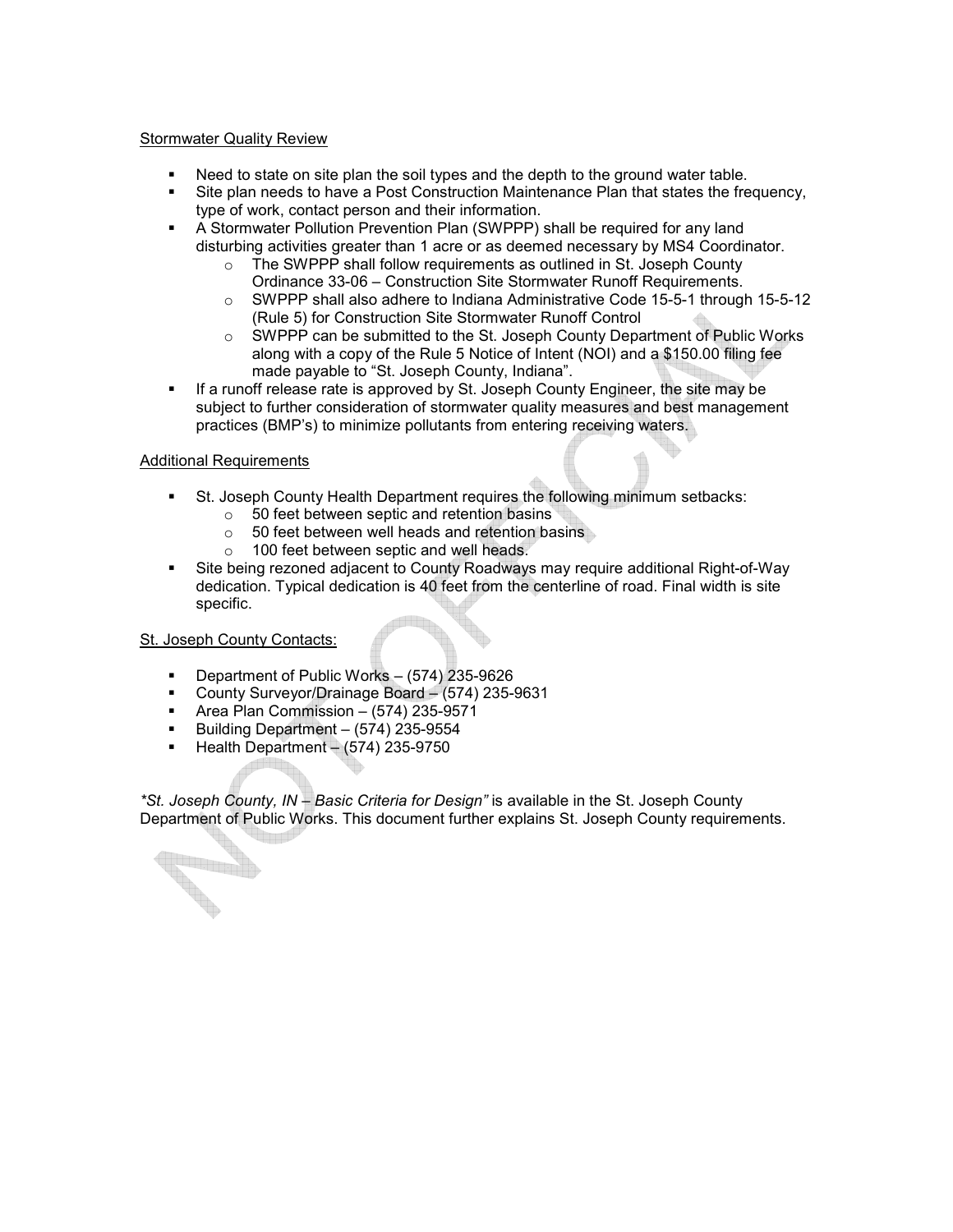Stormwater Quality Review

- Need to state on site plan the soil types and the depth to the ground water table.
- Site plan needs to have a Post Construction Maintenance Plan that states the frequency, type of work, contact person and their information.
- A Stormwater Pollution Prevention Plan (SWPPP) shall be required for any land disturbing activities greater than 1 acre or as deemed necessary by MS4 Coordinator.
  - The SWPPP shall follow requirements as outlined in St. Joseph County Ordinance 33-06 – Construction Site Stormwater Runoff Requirements.
  - SWPPP shall also adhere to Indiana Administrative Code 15-5-1 through 15-5-12 (Rule 5) for Construction Site Stormwater Runoff Control
  - SWPPP can be submitted to the St. Joseph County Department of Public Works along with a copy of the Rule 5 Notice of Intent (NOI) and a $150.00 filing fee made payable to "St. Joseph County, Indiana".
- If a runoff release rate is approved by St. Joseph County Engineer, the site may be subject to further consideration of stormwater quality measures and best management practices (BMP's) to minimize pollutants from entering receiving waters.

Additional Requirements

- St. Joseph County Health Department requires the following minimum setbacks:
  - 50 feet between septic and retention basins
  - 50 feet between well heads and retention basins
  - 100 feet between septic and well heads.
- Site being rezoned adjacent to County Roadways may require additional Right-of-Way dedication. Typical dedication is 40 feet from the centerline of road. Final width is site specific.

St. Joseph County Contacts:

- Department of Public Works – (574) 235-9626
- County Surveyor/Drainage Board – (574) 235-9631
- Area Plan Commission – (574) 235-9571
- Building Department – (574) 235-9554
- Health Department – (574) 235-9750

*"St. Joseph County, IN – Basic Criteria for Design"* is available in the St. Joseph County Department of Public Works. This document further explains St. Joseph County requirements.